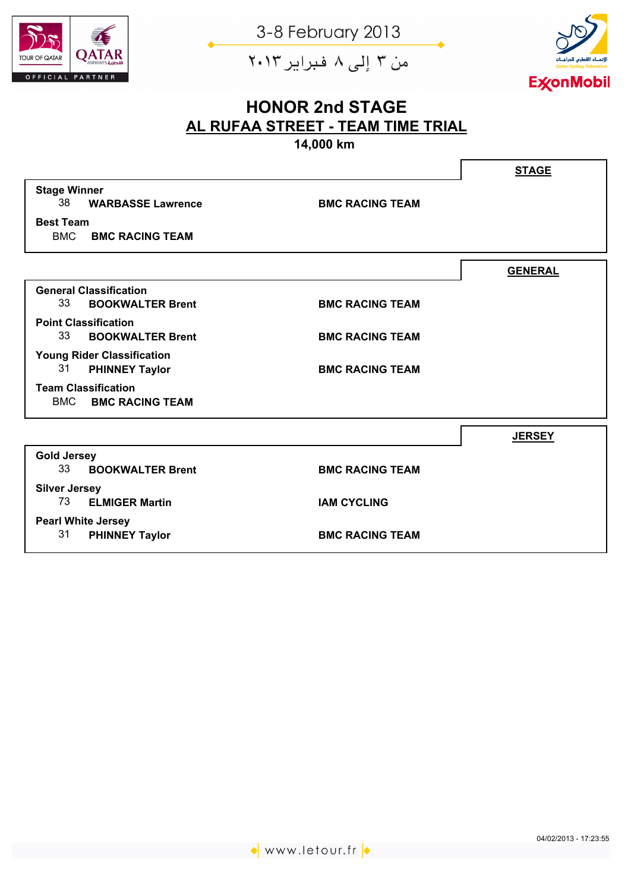3-8 February 2013

من ٣ إلى ٨ فبراير ٢٠١٣

# HONOR 2nd STAGE

## AL RUFAA STREET - TEAM TIME TRIAL

**14,000 km**

### STAGE

**Stage Winner**

| | | |
|---|---|---|
| 38 | **WARBASSE Lawrence** | **BMC RACING TEAM** |

**Best Team**

| | |
|---|---|
| BMC | **BMC RACING TEAM** |

### GENERAL

**General Classification**

| | | |
|---|---|---|
| 33 | **BOOKWALTER Brent** | **BMC RACING TEAM** |

**Point Classification**

| | | |
|---|---|---|
| 33 | **BOOKWALTER Brent** | **BMC RACING TEAM** |

**Young Rider Classification**

| | | |
|---|---|---|
| 31 | **PHINNEY Taylor** | **BMC RACING TEAM** |

**Team Classification**

| | |
|---|---|
| BMC | **BMC RACING TEAM** |

### JERSEY

**Gold Jersey**

| | | |
|---|---|---|
| 33 | **BOOKWALTER Brent** | **BMC RACING TEAM** |

**Silver Jersey**

| | | |
|---|---|---|
| 73 | **ELMIGER Martin** | **IAM CYCLING** |

**Pearl White Jersey**

| | | |
|---|---|---|
| 31 | **PHINNEY Taylor** | **BMC RACING TEAM** |

04/02/2013 - 17:23:55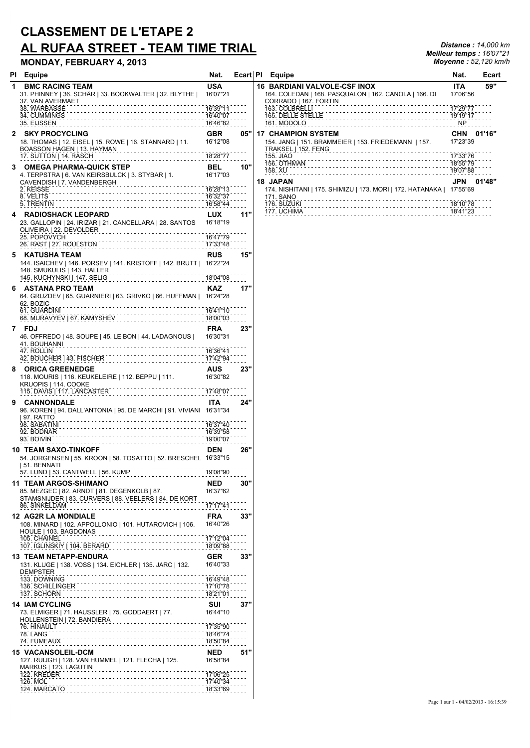# CLASSEMENT DE L'ETAPE 2

## AL RUFAA STREET - TEAM TIME TRIAL

**MONDAY, FEBRUARY 4, 2013**

*Distance : 14,000 km*
*Meilleur temps : 16'07"21*
*Moyenne : 52,120 km/h*

| Pl | Equipe | Nat. | Ecart |
|---|---|---|---|
| 1 | **BMC RACING TEAM** | **USA** | |
| | 31. PHINNEY \| 36. SCHÄR \| 33. BOOKWALTER \| 32. BLYTHE \| 37. VAN AVERMAET | 16'07"21 | |
| | 38. WARBASSE | 16'39"11 | |
| | 34. CUMMINGS | 16'40"07 | |
| | 35. EIJSSEN | 16'46"82 | |
| 2 | **SKY PROCYCLING** | **GBR** | **05"** |
| | 18. THOMAS \| 12. EISEL \| 15. ROWE \| 16. STANNARD \| 11. BOASSON HAGEN \| 13. HAYMAN | 16'12"08 | |
| | 17. SUTTON \| 14. RASCH | 18'28"77 | |
| 3 | **OMEGA PHARMA-QUICK STEP** | **BEL** | **10"** |
| | 4. TERPSTRA \| 6. VAN KEIRSBULCK \| 3. STYBAR \| 1. CAVENDISH \| 7. VANDENBERGH | 16'17"03 | |
| | 2. KEISSE | 16'28"13 | |
| | 8. VELITS | 16'32"37 | |
| | 5. TRENTIN | 16'58"44 | |
| 4 | **RADIOSHACK LEOPARD** | **LUX** | **11"** |
| | 23. GALLOPIN \| 24. IRIZAR \| 21. CANCELLARA \| 28. SANTOS OLIVEIRA \| 22. DEVOLDER | 16'18"19 | |
| | 25. POPOVYCH | 16'47"79 | |
| | 26. RAST \| 27. ROULSTON | 17'33"48 | |
| 5 | **KATUSHA TEAM** | **RUS** | **15"** |
| | 144. ISAICHEV \| 146. PORSEV \| 141. KRISTOFF \| 142. BRUTT \| 148. SMUKULIS \| 143. HALLER | 16'22"24 | |
| | 145. KUCHYNSKI \| 147. SELIG | 18'04"08 | |
| 6 | **ASTANA PRO TEAM** | **KAZ** | **17"** |
| | 64. GRUZDEV \| 65. GUARNIERI \| 63. GRIVKO \| 66. HUFFMAN \| 62. BOZIC | 16'24"28 | |
| | 61. GUARDINI | 16'41"10 | |
| | 68. MURAVYEV \| 67. KAMYSHEV | 18'00"03 | |
| 7 | **FDJ** | **FRA** | **23"** |
| | 46. OFFREDO \| 48. SOUPE \| 45. LE BON \| 44. LADAGNOUS \| 41. BOUHANNI | 16'30"31 | |
| | 47. ROLLIN | 16'36"41 | |
| | 42. BOUCHER \| 43. FISCHER | 17'42"94 | |
| 8 | **ORICA GREENEDGE** | **AUS** | **23"** |
| | 118. MOURIS \| 116. KEUKELEIRE \| 112. BEPPU \| 111. KRUOPIS \| 114. COOKE | 16'30"82 | |
| | 115. DAVIS \| 117. LANCASTER | 17'48"07 | |
| 9 | **CANNONDALE** | **ITA** | **24"** |
| | 96. KOREN \| 94. DALL'ANTONIA \| 95. DE MARCHI \| 91. VIVIANI \| 97. RATTO | 16'31"34 | |
| | 98. SABATINI | 16'37"40 | |
| | 92. BODNAR | 16'39"58 | |
| | 93. BOIVIN | 19'00"07 | |
| 10 | **TEAM SAXO-TINKOFF** | **DEN** | **26"** |
| | 54. JORGENSEN \| 55. KROON \| 58. TOSATTO \| 52. BRESCHEL \| 51. BENNATI | 16'33"15 | |
| | 57. LUND \| 53. CANTWELL \| 56. KUMP | 19'08"90 | |
| 11 | **TEAM ARGOS-SHIMANO** | **NED** | **30"** |
| | 85. MEZGEC \| 82. ARNDT \| 81. DEGENKOLB \| 87. STAMSNIJDER \| 83. CURVERS \| 88. VEELERS \| 84. DE KORT | 16'37"62 | |
| | 86. SINKELDAM | 17'17"41 | |
| 12 | **AG2R LA MONDIALE** | **FRA** | **33"** |
| | 108. MINARD \| 102. APPOLLONIO \| 101. HUTAROVICH \| 106. HOULE \| 103. BAGDONAS | 16'40"26 | |
| | 105. CHAINEL | 17'12"04 | |
| | 107. IGLINSKIY \| 104. BERARD | 18'09"88 | |
| 13 | **TEAM NETAPP-ENDURA** | **GER** | **33"** |
| | 131. KLUGE \| 138. VOSS \| 134. EICHLER \| 135. JARC \| 132. DEMPSTER | 16'40"33 | |
| | 133. DOWNING | 16'49"48 | |
| | 136. SCHILLINGER | 17'10"78 | |
| | 137. SCHORN | 18'21"01 | |
| 14 | **IAM CYCLING** | **SUI** | **37"** |
| | 73. ELMIGER \| 71. HAUSSLER \| 75. GODDAERT \| 77. HOLLENSTEIN \| 72. BANDIERA | 16'44"10 | |
| | 76. HINAULT | 17'35"90 | |
| | 78. LANG | 18'46"74 | |
| | 74. FUMEAUX | 18'50"84 | |
| 15 | **VACANSOLEIL-DCM** | **NED** | **51"** |
| | 127. RUIJGH \| 128. VAN HUMMEL \| 121. FLECHA \| 125. MARKUS \| 123. LAGUTIN | 16'58"84 | |
| | 122. KREDER | 17'06"25 | |
| | 126. MOL | 17'40"34 | |
| | 124. MARCATO | 18'33"69 | |
| 16 | **BARDIANI VALVOLE-CSF INOX** | **ITA** | **59"** |
| | 164. COLEDAN \| 168. PASQUALON \| 162. CANOLA \| 166. DI CORRADO \| 167. FORTIN | 17'06"56 | |
| | 163. COLBRELLI | 17'29"77 | |
| | 165. DELLE STELLE | 19'19"17 | |
| | 161. MODOLO | NP | |
| 17 | **CHAMPION SYSTEM** | **CHN** | **01'16"** |
| | 154. JANG \| 151. BRAMMEIER \| 153. FRIEDEMANN \| 157. TRAKSEL \| 152. FENG | 17'23"39 | |
| | 155. JIAO | 17'33"76 | |
| | 156. OTHMAN | 18'55"79 | |
| | 158. XU | 19'07"88 | |
| 18 | **JAPAN** | **JPN** | **01'48"** |
| | 174. NISHITANI \| 175. SHIMIZU \| 173. MORI \| 172. HATANAKA \| 171. SANO | 17'55"69 | |
| | 176. SUZUKI | 18'10"78 | |
| | 177. UCHIMA | 18'41"23 | |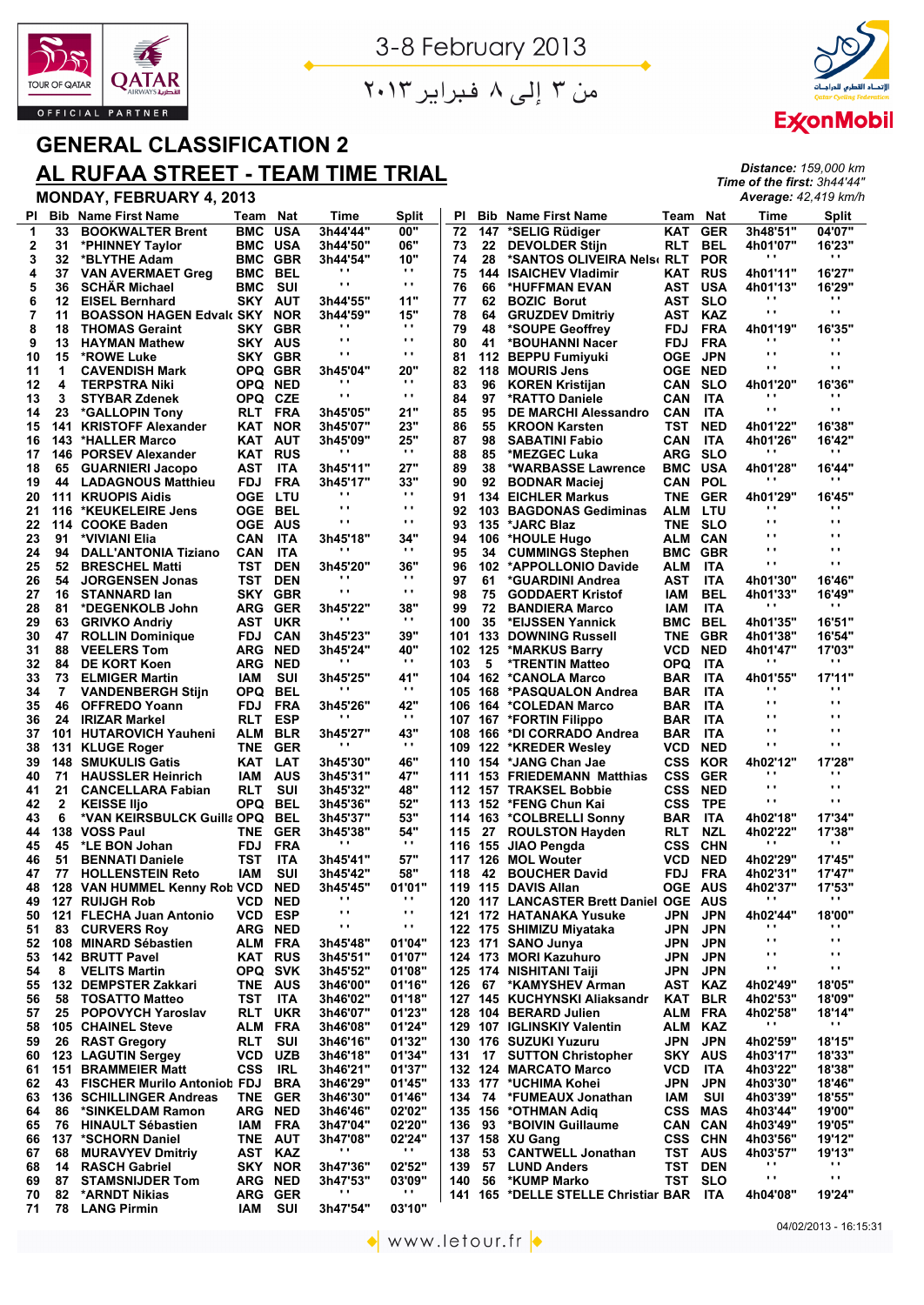3-8 February 2013

من ٣ إلى ٨ فبراير ٢٠١٣

# GENERAL CLASSIFICATION 2

## AL RUFAA STREET - TEAM TIME TRIAL

**MONDAY, FEBRUARY 4, 2013**

***Distance:*** *159,000 km*
***Time of the first:*** *3h44'44"*
***Average:*** *42,419 km/h*

| Pl | Bib | Name First Name | Team | Nat | Time | Split |
|---|---|---|---|---|---|---|
| 1 | 33 | BOOKWALTER Brent | BMC | USA | 3h44'44" | 00" |
| 2 | 31 | *PHINNEY Taylor | BMC | USA | 3h44'50" | 06" |
| 3 | 32 | *BLYTHE Adam | BMC | GBR | 3h44'54" | 10" |
| 4 | 37 | VAN AVERMAET Greg | BMC | BEL | " | " |
| 5 | 36 | SCHÄR Michael | BMC | SUI | " | " |
| 6 | 12 | EISEL Bernhard | SKY | AUT | 3h44'55" | 11" |
| 7 | 11 | BOASSON HAGEN Edvald | SKY | NOR | 3h44'59" | 15" |
| 8 | 18 | THOMAS Geraint | SKY | GBR | " | " |
| 9 | 13 | HAYMAN Mathew | SKY | AUS | " | " |
| 10 | 15 | *ROWE Luke | SKY | GBR | " | " |
| 11 | 1 | CAVENDISH Mark | OPQ | GBR | 3h45'04" | 20" |
| 12 | 4 | TERPSTRA Niki | OPQ | NED | " | " |
| 13 | 3 | STYBAR Zdenek | OPQ | CZE | " | " |
| 14 | 23 | *GALLOPIN Tony | RLT | FRA | 3h45'05" | 21" |
| 15 | 141 | KRISTOFF Alexander | KAT | NOR | 3h45'07" | 23" |
| 16 | 143 | *HALLER Marco | KAT | AUT | 3h45'09" | 25" |
| 17 | 146 | PORSEV Alexander | KAT | RUS | " | " |
| 18 | 65 | GUARNIERI Jacopo | AST | ITA | 3h45'11" | 27" |
| 19 | 44 | LADAGNOUS Matthieu | FDJ | FRA | 3h45'17" | 33" |
| 20 | 111 | KRUOPIS Aidis | OGE | LTU | " | " |
| 21 | 116 | *KEUKELEIRE Jens | OGE | BEL | " | " |
| 22 | 114 | COOKE Baden | OGE | AUS | " | " |
| 23 | 91 | *VIVIANI Elia | CAN | ITA | 3h45'18" | 34" |
| 24 | 94 | DALL'ANTONIA Tiziano | CAN | ITA | " | " |
| 25 | 52 | BRESCHEL Matti | TST | DEN | 3h45'20" | 36" |
| 26 | 54 | JORGENSEN Jonas | TST | DEN | " | " |
| 27 | 16 | STANNARD Ian | SKY | GBR | " | " |
| 28 | 81 | *DEGENKOLB John | ARG | GER | 3h45'22" | 38" |
| 29 | 63 | GRIVKO Andriy | AST | UKR | " | " |
| 30 | 47 | ROLLIN Dominique | FDJ | CAN | 3h45'23" | 39" |
| 31 | 88 | VEELERS Tom | ARG | NED | 3h45'24" | 40" |
| 32 | 84 | DE KORT Koen | ARG | NED | " | " |
| 33 | 73 | ELMIGER Martin | IAM | SUI | 3h45'25" | 41" |
| 34 | 7 | VANDENBERGH Stijn | OPQ | BEL | " | " |
| 35 | 46 | OFFREDO Yoann | FDJ | FRA | 3h45'26" | 42" |
| 36 | 24 | IRIZAR Markel | RLT | ESP | " | " |
| 37 | 101 | HUTAROVICH Yauheni | ALM | BLR | 3h45'27" | 43" |
| 38 | 131 | KLUGE Roger | TNE | GER | " | " |
| 39 | 148 | SMUKULIS Gatis | KAT | LAT | 3h45'30" | 46" |
| 40 | 71 | HAUSSLER Heinrich | IAM | AUS | 3h45'31" | 47" |
| 41 | 21 | CANCELLARA Fabian | RLT | SUI | 3h45'32" | 48" |
| 42 | 2 | KEISSE Iljo | OPQ | BEL | 3h45'36" | 52" |
| 43 | 6 | *VAN KEIRSBULCK Guillaume | OPQ | BEL | 3h45'37" | 53" |
| 44 | 138 | VOSS Paul | TNE | GER | 3h45'38" | 54" |
| 45 | 45 | *LE BON Johan | FDJ | FRA | " | " |
| 46 | 51 | BENNATI Daniele | TST | ITA | 3h45'41" | 57" |
| 47 | 77 | HOLLENSTEIN Reto | IAM | SUI | 3h45'42" | 58" |
| 48 | 128 | VAN HUMMEL Kenny Robert | VCD | NED | 3h45'45" | 01'01" |
| 49 | 127 | RUIJGH Rob | VCD | NED | " | " |
| 50 | 121 | FLECHA Juan Antonio | VCD | ESP | " | " |
| 51 | 83 | CURVERS Roy | ARG | NED | " | " |
| 52 | 108 | MINARD Sébastien | ALM | FRA | 3h45'48" | 01'04" |
| 53 | 142 | BRUTT Pavel | KAT | RUS | 3h45'51" | 01'07" |
| 54 | 8 | VELITS Martin | OPQ | SVK | 3h45'52" | 01'08" |
| 55 | 132 | DEMPSTER Zakkari | TNE | AUS | 3h46'00" | 01'16" |
| 56 | 58 | TOSATTO Matteo | TST | ITA | 3h46'02" | 01'18" |
| 57 | 25 | POPOVYCH Yaroslav | RLT | UKR | 3h46'07" | 01'23" |
| 58 | 105 | CHAINEL Steve | ALM | FRA | 3h46'08" | 01'24" |
| 59 | 26 | RAST Gregory | RLT | SUI | 3h46'16" | 01'32" |
| 60 | 123 | LAGUTIN Sergey | VCD | UZB | 3h46'18" | 01'34" |
| 61 | 151 | BRAMMEIER Matt | CSS | IRL | 3h46'21" | 01'37" |
| 62 | 43 | FISCHER Murilo Antonio | FDJ | BRA | 3h46'29" | 01'45" |
| 63 | 136 | SCHILLINGER Andreas | TNE | GER | 3h46'30" | 01'46" |
| 64 | 86 | *SINKELDAM Ramon | ARG | NED | 3h46'46" | 02'02" |
| 65 | 76 | HINAULT Sébastien | IAM | FRA | 3h47'04" | 02'20" |
| 66 | 137 | *SCHORN Daniel | TNE | AUT | 3h47'08" | 02'24" |
| 67 | 68 | MURAVYEV Dmitriy | AST | KAZ | " | " |
| 68 | 14 | RASCH Gabriel | SKY | NOR | 3h47'36" | 02'52" |
| 69 | 87 | STAMSNIJDER Tom | ARG | NED | 3h47'53" | 03'09" |
| 70 | 82 | *ARNDT Nikias | ARG | GER | " | " |
| 71 | 78 | LANG Pirmin | IAM | SUI | 3h47'54" | 03'10" |
| 72 | 147 | *SELIG Rüdiger | KAT | GER | 3h48'51" | 04'07" |
| 73 | 22 | DEVOLDER Stijn | RLT | BEL | 4h01'07" | 16'23" |
| 74 | 28 | *SANTOS OLIVEIRA Nelson | RLT | POR | " | " |
| 75 | 144 | ISAICHEV Vladimir | KAT | RUS | 4h01'11" | 16'27" |
| 76 | 66 | *HUFFMAN EVAN | AST | USA | 4h01'13" | 16'29" |
| 77 | 62 | BOZIC Borut | AST | SLO | " | " |
| 78 | 64 | GRUZDEV Dmitriy | AST | KAZ | " | " |
| 79 | 48 | *SOUPE Geoffrey | FDJ | FRA | 4h01'19" | 16'35" |
| 80 | 41 | *BOUHANNI Nacer | FDJ | FRA | " | " |
| 81 | 112 | BEPPU Fumiyuki | OGE | JPN | " | " |
| 82 | 118 | MOURIS Jens | OGE | NED | " | " |
| 83 | 96 | KOREN Kristijan | CAN | SLO | 4h01'20" | 16'36" |
| 84 | 97 | *RATTO Daniele | CAN | ITA | " | " |
| 85 | 95 | DE MARCHI Alessandro | CAN | ITA | " | " |
| 86 | 55 | KROON Karsten | TST | NED | 4h01'22" | 16'38" |
| 87 | 98 | SABATINI Fabio | CAN | ITA | 4h01'26" | 16'42" |
| 88 | 85 | *MEZGEC Luka | ARG | SLO | " | " |
| 89 | 38 | *WARBASSE Lawrence | BMC | USA | 4h01'28" | 16'44" |
| 90 | 92 | BODNAR Maciej | CAN | POL | " | " |
| 91 | 134 | EICHLER Markus | TNE | GER | 4h01'29" | 16'45" |
| 92 | 103 | BAGDONAS Gediminas | ALM | LTU | " | " |
| 93 | 135 | *JARC Blaz | TNE | SLO | " | " |
| 94 | 106 | *HOULE Hugo | ALM | CAN | " | " |
| 95 | 34 | CUMMINGS Stephen | BMC | GBR | " | " |
| 96 | 102 | *APPOLLONIO Davide | ALM | ITA | " | " |
| 97 | 61 | *GUARDINI Andrea | AST | ITA | 4h01'30" | 16'46" |
| 98 | 75 | GODDAERT Kristof | IAM | BEL | 4h01'33" | 16'49" |
| 99 | 72 | BANDIERA Marco | IAM | ITA | " | " |
| 100 | 35 | *EIJSSEN Yannick | BMC | BEL | 4h01'35" | 16'51" |
| 101 | 133 | DOWNING Russell | TNE | GBR | 4h01'38" | 16'54" |
| 102 | 125 | *MARKUS Barry | VCD | NED | 4h01'47" | 17'03" |
| 103 | 5 | *TRENTIN Matteo | OPQ | ITA | " | " |
| 104 | 162 | *CANOLA Marco | BAR | ITA | 4h01'55" | 17'11" |
| 105 | 168 | *PASQUALON Andrea | BAR | ITA | " | " |
| 106 | 164 | *COLEDAN Marco | BAR | ITA | " | " |
| 107 | 167 | *FORTIN Filippo | BAR | ITA | " | " |
| 108 | 166 | *DI CORRADO Andrea | BAR | ITA | " | " |
| 109 | 122 | *KREDER Wesley | VCD | NED | " | " |
| 110 | 154 | *JANG Chan Jae | CSS | KOR | 4h02'12" | 17'28" |
| 111 | 153 | FRIEDEMANN Matthias | CSS | GER | " | " |
| 112 | 157 | TRAKSEL Bobbie | CSS | NED | " | " |
| 113 | 152 | *FENG Chun Kai | CSS | TPE | " | " |
| 114 | 163 | *COLBRELLI Sonny | BAR | ITA | 4h02'18" | 17'34" |
| 115 | 27 | ROULSTON Hayden | RLT | NZL | 4h02'22" | 17'38" |
| 116 | 155 | JIAO Pengda | CSS | CHN | " | " |
| 117 | 126 | MOL Wouter | VCD | NED | 4h02'29" | 17'45" |
| 118 | 42 | BOUCHER David | FDJ | FRA | 4h02'31" | 17'47" |
| 119 | 115 | DAVIS Allan | OGE | AUS | 4h02'37" | 17'53" |
| 120 | 117 | LANCASTER Brett Daniel | OGE | AUS | " | " |
| 121 | 172 | HATANAKA Yusuke | JPN | JPN | 4h02'44" | 18'00" |
| 122 | 175 | SHIMIZU Miyataka | JPN | JPN | " | " |
| 123 | 171 | SANO Junya | JPN | JPN | " | " |
| 124 | 173 | MORI Kazuhuro | JPN | JPN | " | " |
| 125 | 174 | NISHITANI Taiji | JPN | JPN | " | " |
| 126 | 67 | *KAMYSHEV Arman | AST | KAZ | 4h02'49" | 18'05" |
| 127 | 145 | KUCHYNSKI Aliaksandr | KAT | BLR | 4h02'53" | 18'09" |
| 128 | 104 | BERARD Julien | ALM | FRA | 4h02'58" | 18'14" |
| 129 | 107 | IGLINSKIY Valentin | ALM | KAZ | " | " |
| 130 | 176 | SUZUKI Yuzuru | JPN | JPN | 4h02'59" | 18'15" |
| 131 | 17 | SUTTON Christopher | SKY | AUS | 4h03'17" | 18'33" |
| 132 | 124 | MARCATO Marco | VCD | ITA | 4h03'22" | 18'38" |
| 133 | 177 | *UCHIMA Kohei | JPN | JPN | 4h03'30" | 18'46" |
| 134 | 74 | *FUMEAUX Jonathan | IAM | SUI | 4h03'39" | 18'55" |
| 135 | 156 | *OTHMAN Adiq | CSS | MAS | 4h03'44" | 19'00" |
| 136 | 93 | *BOIVIN Guillaume | CAN | CAN | 4h03'49" | 19'05" |
| 137 | 158 | XU Gang | CSS | CHN | 4h03'56" | 19'12" |
| 138 | 53 | CANTWELL Jonathan | TST | AUS | 4h03'57" | 19'13" |
| 139 | 57 | LUND Anders | TST | DEN | " | " |
| 140 | 56 | *KUMP Marko | TST | SLO | " | " |
| 141 | 165 | *DELLE STELLE Christian | BAR | ITA | 4h04'08" | 19'24" |

04/02/2013 - 16:15:31

www.letour.fr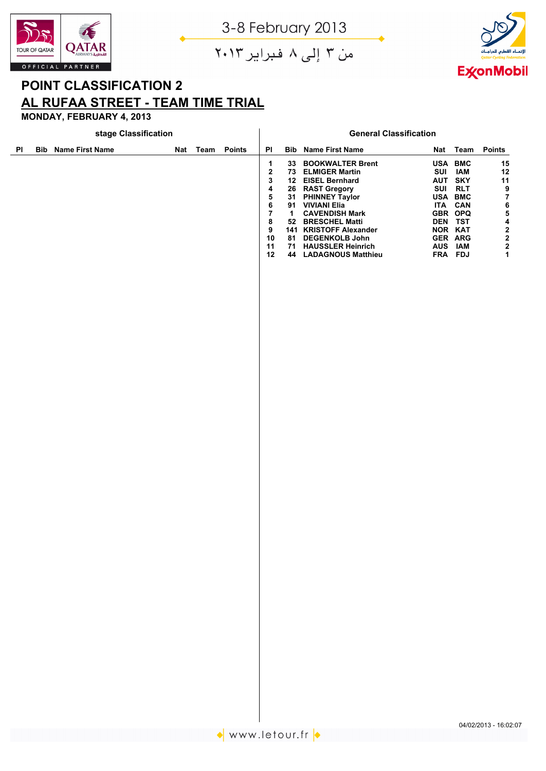3-8 February 2013

من ٣ إلى ٨ فبراير ٢٠١٣

# POINT CLASSIFICATION 2

## AL RUFAA STREET - TEAM TIME TRIAL

**MONDAY, FEBRUARY 4, 2013**

### stage Classification

| Pl | Bib | Name First Name | Nat | Team | Points |
|---|---|---|---|---|---|

### General Classification

| Pl | Bib | Name First Name | Nat | Team | Points |
|---|---|---|---|---|---|
| 1 | 33 | BOOKWALTER Brent | USA | BMC | 15 |
| 2 | 73 | ELMIGER Martin | SUI | IAM | 12 |
| 3 | 12 | EISEL Bernhard | AUT | SKY | 11 |
| 4 | 26 | RAST Gregory | SUI | RLT | 9 |
| 5 | 31 | PHINNEY Taylor | USA | BMC | 7 |
| 6 | 91 | VIVIANI Elia | ITA | CAN | 6 |
| 7 | 1 | CAVENDISH Mark | GBR | OPQ | 5 |
| 8 | 52 | BRESCHEL Matti | DEN | TST | 4 |
| 9 | 141 | KRISTOFF Alexander | NOR | KAT | 2 |
| 10 | 81 | DEGENKOLB John | GER | ARG | 2 |
| 11 | 71 | HAUSSLER Heinrich | AUS | IAM | 2 |
| 12 | 44 | LADAGNOUS Matthieu | FRA | FDJ | 1 |

04/02/2013 - 16:02:07

www.letour.fr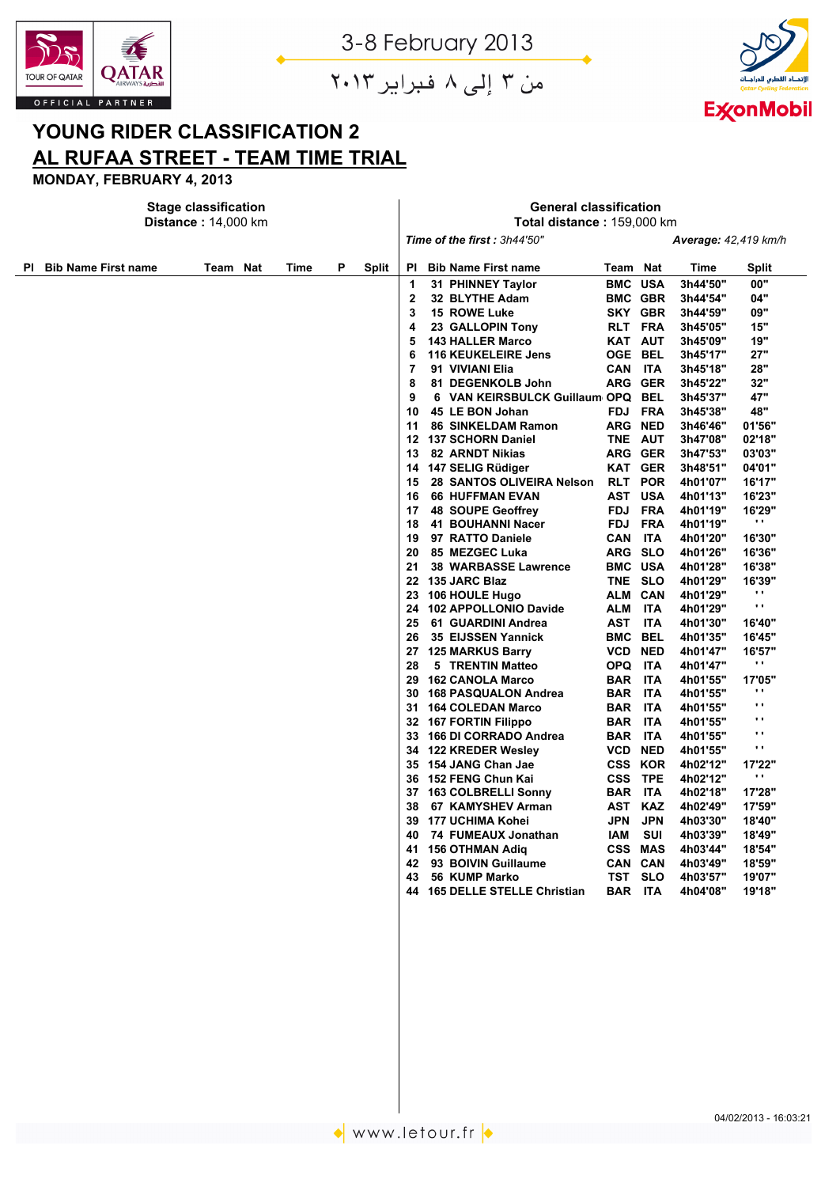3-8 February 2013

من ٣ إلى ٨ فبراير ٢٠١٣

# YOUNG RIDER CLASSIFICATION 2

## AL RUFAA STREET - TEAM TIME TRIAL

**MONDAY, FEBRUARY 4, 2013**

**Stage classification**
**Distance :** 14,000 km

| Pl | Bib | Name First name | Team | Nat | Time | P | Split |
|---|---|---|---|---|---|---|---|

**General classification**
**Total distance :** 159,000 km

*Time of the first : 3h44'50"* — ***Average:** 42,419 km/h*

| Pl | Bib | Name First name | Team | Nat | Time | Split |
|---|---|---|---|---|---|---|
| 1 | 31 | PHINNEY Taylor | BMC | USA | 3h44'50" | 00" |
| 2 | 32 | BLYTHE Adam | BMC | GBR | 3h44'54" | 04" |
| 3 | 15 | ROWE Luke | SKY | GBR | 3h44'59" | 09" |
| 4 | 23 | GALLOPIN Tony | RLT | FRA | 3h45'05" | 15" |
| 5 | 143 | HALLER Marco | KAT | AUT | 3h45'09" | 19" |
| 6 | 116 | KEUKELEIRE Jens | OGE | BEL | 3h45'17" | 27" |
| 7 | 91 | VIVIANI Elia | CAN | ITA | 3h45'18" | 28" |
| 8 | 81 | DEGENKOLB John | ARG | GER | 3h45'22" | 32" |
| 9 | 6 | VAN KEIRSBULCK Guillaum | OPQ | BEL | 3h45'37" | 47" |
| 10 | 45 | LE BON Johan | FDJ | FRA | 3h45'38" | 48" |
| 11 | 86 | SINKELDAM Ramon | ARG | NED | 3h46'46" | 01'56" |
| 12 | 137 | SCHORN Daniel | TNE | AUT | 3h47'08" | 02'18" |
| 13 | 82 | ARNDT Nikias | ARG | GER | 3h47'53" | 03'03" |
| 14 | 147 | SELIG Rüdiger | KAT | GER | 3h48'51" | 04'01" |
| 15 | 28 | SANTOS OLIVEIRA Nelson | RLT | POR | 4h01'07" | 16'17" |
| 16 | 66 | HUFFMAN EVAN | AST | USA | 4h01'13" | 16'23" |
| 17 | 48 | SOUPE Geoffrey | FDJ | FRA | 4h01'19" | 16'29" |
| 18 | 41 | BOUHANNI Nacer | FDJ | FRA | 4h01'19" | " |
| 19 | 97 | RATTO Daniele | CAN | ITA | 4h01'20" | 16'30" |
| 20 | 85 | MEZGEC Luka | ARG | SLO | 4h01'26" | 16'36" |
| 21 | 38 | WARBASSE Lawrence | BMC | USA | 4h01'28" | 16'38" |
| 22 | 135 | JARC Blaz | TNE | SLO | 4h01'29" | 16'39" |
| 23 | 106 | HOULE Hugo | ALM | CAN | 4h01'29" | " |
| 24 | 102 | APPOLLONIO Davide | ALM | ITA | 4h01'29" | " |
| 25 | 61 | GUARDINI Andrea | AST | ITA | 4h01'30" | 16'40" |
| 26 | 35 | EIJSSEN Yannick | BMC | BEL | 4h01'35" | 16'45" |
| 27 | 125 | MARKUS Barry | VCD | NED | 4h01'47" | 16'57" |
| 28 | 5 | TRENTIN Matteo | OPQ | ITA | 4h01'47" | " |
| 29 | 162 | CANOLA Marco | BAR | ITA | 4h01'55" | 17'05" |
| 30 | 168 | PASQUALON Andrea | BAR | ITA | 4h01'55" | " |
| 31 | 164 | COLEDAN Marco | BAR | ITA | 4h01'55" | " |
| 32 | 167 | FORTIN Filippo | BAR | ITA | 4h01'55" | " |
| 33 | 166 | DI CORRADO Andrea | BAR | ITA | 4h01'55" | " |
| 34 | 122 | KREDER Wesley | VCD | NED | 4h01'55" | " |
| 35 | 154 | JANG Chan Jae | CSS | KOR | 4h02'12" | 17'22" |
| 36 | 152 | FENG Chun Kai | CSS | TPE | 4h02'12" | " |
| 37 | 163 | COLBRELLI Sonny | BAR | ITA | 4h02'18" | 17'28" |
| 38 | 67 | KAMYSHEV Arman | AST | KAZ | 4h02'49" | 17'59" |
| 39 | 177 | UCHIMA Kohei | JPN | JPN | 4h03'30" | 18'40" |
| 40 | 74 | FUMEAUX Jonathan | IAM | SUI | 4h03'39" | 18'49" |
| 41 | 156 | OTHMAN Adiq | CSS | MAS | 4h03'44" | 18'54" |
| 42 | 93 | BOIVIN Guillaume | CAN | CAN | 4h03'49" | 18'59" |
| 43 | 56 | KUMP Marko | TST | SLO | 4h03'57" | 19'07" |
| 44 | 165 | DELLE STELLE Christian | BAR | ITA | 4h04'08" | 19'18" |

04/02/2013 - 16:03:21

www.letour.fr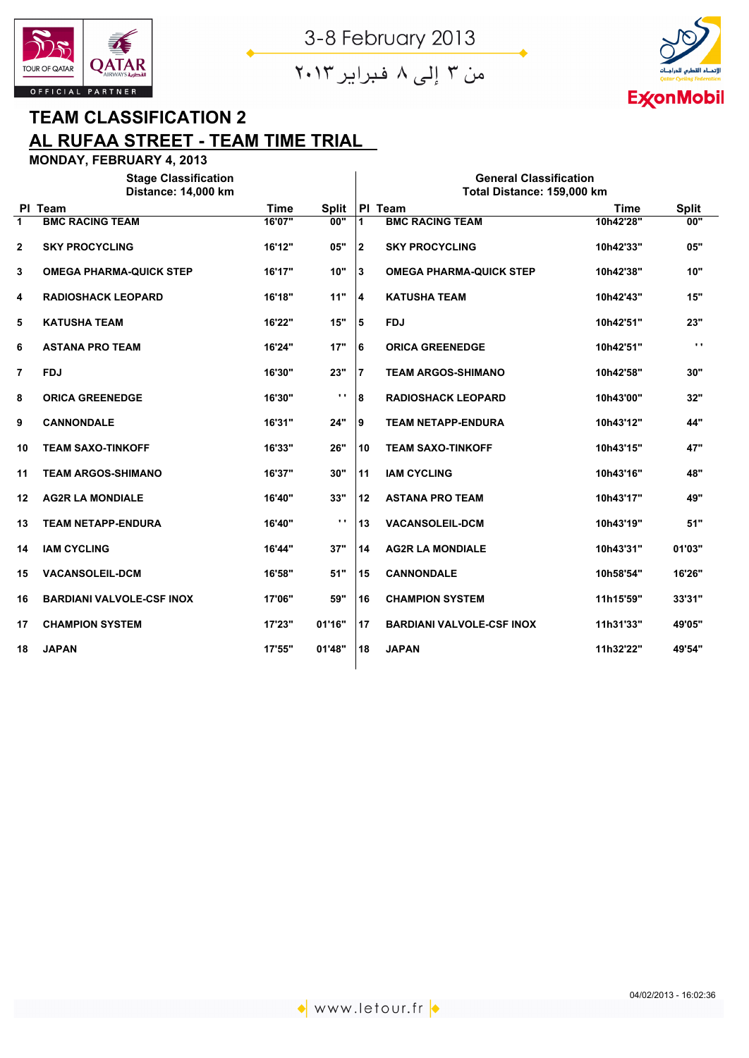3-8 February 2013

من ٣ إلى ٨ فبراير ٢٠١٣

# TEAM CLASSIFICATION 2

## AL RUFAA STREET - TEAM TIME TRIAL

**MONDAY, FEBRUARY 4, 2013**

**Stage Classification**
**Distance: 14,000 km**

| Pl | Team | Time | Split |
|---|---|---|---|
| 1 | BMC RACING TEAM | 16'07" | 00" |
| 2 | SKY PROCYCLING | 16'12" | 05" |
| 3 | OMEGA PHARMA-QUICK STEP | 16'17" | 10" |
| 4 | RADIOSHACK LEOPARD | 16'18" | 11" |
| 5 | KATUSHA TEAM | 16'22" | 15" |
| 6 | ASTANA PRO TEAM | 16'24" | 17" |
| 7 | FDJ | 16'30" | 23" |
| 8 | ORICA GREENEDGE | 16'30" | ' ' |
| 9 | CANNONDALE | 16'31" | 24" |
| 10 | TEAM SAXO-TINKOFF | 16'33" | 26" |
| 11 | TEAM ARGOS-SHIMANO | 16'37" | 30" |
| 12 | AG2R LA MONDIALE | 16'40" | 33" |
| 13 | TEAM NETAPP-ENDURA | 16'40" | ' ' |
| 14 | IAM CYCLING | 16'44" | 37" |
| 15 | VACANSOLEIL-DCM | 16'58" | 51" |
| 16 | BARDIANI VALVOLE-CSF INOX | 17'06" | 59" |
| 17 | CHAMPION SYSTEM | 17'23" | 01'16" |
| 18 | JAPAN | 17'55" | 01'48" |

**General Classification**
**Total Distance: 159,000 km**

| Pl | Team | Time | Split |
|---|---|---|---|
| 1 | BMC RACING TEAM | 10h42'28" | 00" |
| 2 | SKY PROCYCLING | 10h42'33" | 05" |
| 3 | OMEGA PHARMA-QUICK STEP | 10h42'38" | 10" |
| 4 | KATUSHA TEAM | 10h42'43" | 15" |
| 5 | FDJ | 10h42'51" | 23" |
| 6 | ORICA GREENEDGE | 10h42'51" | ' ' |
| 7 | TEAM ARGOS-SHIMANO | 10h42'58" | 30" |
| 8 | RADIOSHACK LEOPARD | 10h43'00" | 32" |
| 9 | TEAM NETAPP-ENDURA | 10h43'12" | 44" |
| 10 | TEAM SAXO-TINKOFF | 10h43'15" | 47" |
| 11 | IAM CYCLING | 10h43'16" | 48" |
| 12 | ASTANA PRO TEAM | 10h43'17" | 49" |
| 13 | VACANSOLEIL-DCM | 10h43'19" | 51" |
| 14 | AG2R LA MONDIALE | 10h43'31" | 01'03" |
| 15 | CANNONDALE | 10h58'54" | 16'26" |
| 16 | CHAMPION SYSTEM | 11h15'59" | 33'31" |
| 17 | BARDIANI VALVOLE-CSF INOX | 11h31'33" | 49'05" |
| 18 | JAPAN | 11h32'22" | 49'54" |

04/02/2013 - 16:02:36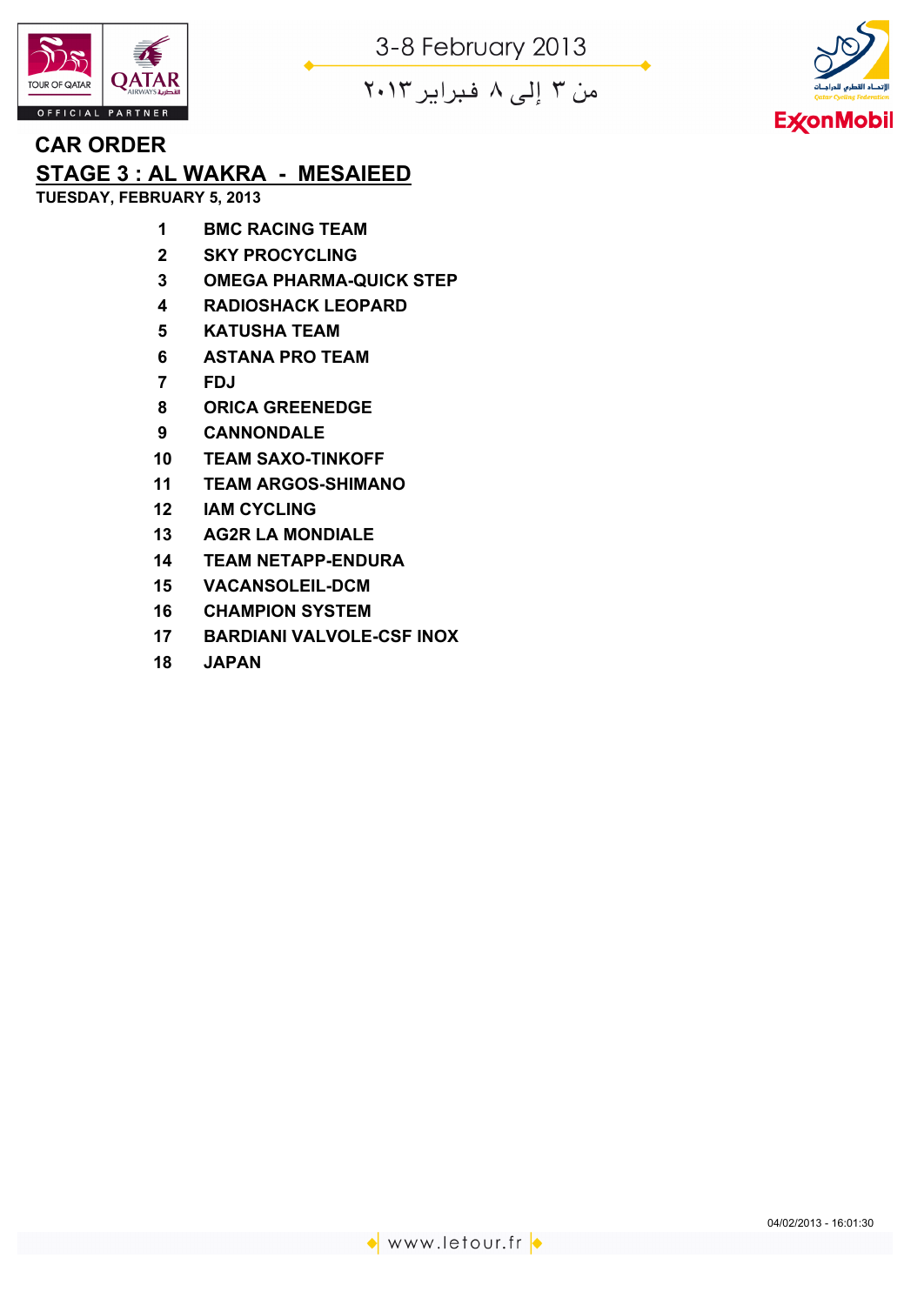3-8 February 2013

من ٣ إلى ٨ فبراير ٢٠١٣

## CAR ORDER

## STAGE 3 : AL WAKRA - MESAIEED

**TUESDAY, FEBRUARY 5, 2013**

| | |
|---|---|
| 1 | BMC RACING TEAM |
| 2 | SKY PROCYCLING |
| 3 | OMEGA PHARMA-QUICK STEP |
| 4 | RADIOSHACK LEOPARD |
| 5 | KATUSHA TEAM |
| 6 | ASTANA PRO TEAM |
| 7 | FDJ |
| 8 | ORICA GREENEDGE |
| 9 | CANNONDALE |
| 10 | TEAM SAXO-TINKOFF |
| 11 | TEAM ARGOS-SHIMANO |
| 12 | IAM CYCLING |
| 13 | AG2R LA MONDIALE |
| 14 | TEAM NETAPP-ENDURA |
| 15 | VACANSOLEIL-DCM |
| 16 | CHAMPION SYSTEM |
| 17 | BARDIANI VALVOLE-CSF INOX |
| 18 | JAPAN |

04/02/2013 - 16:01:30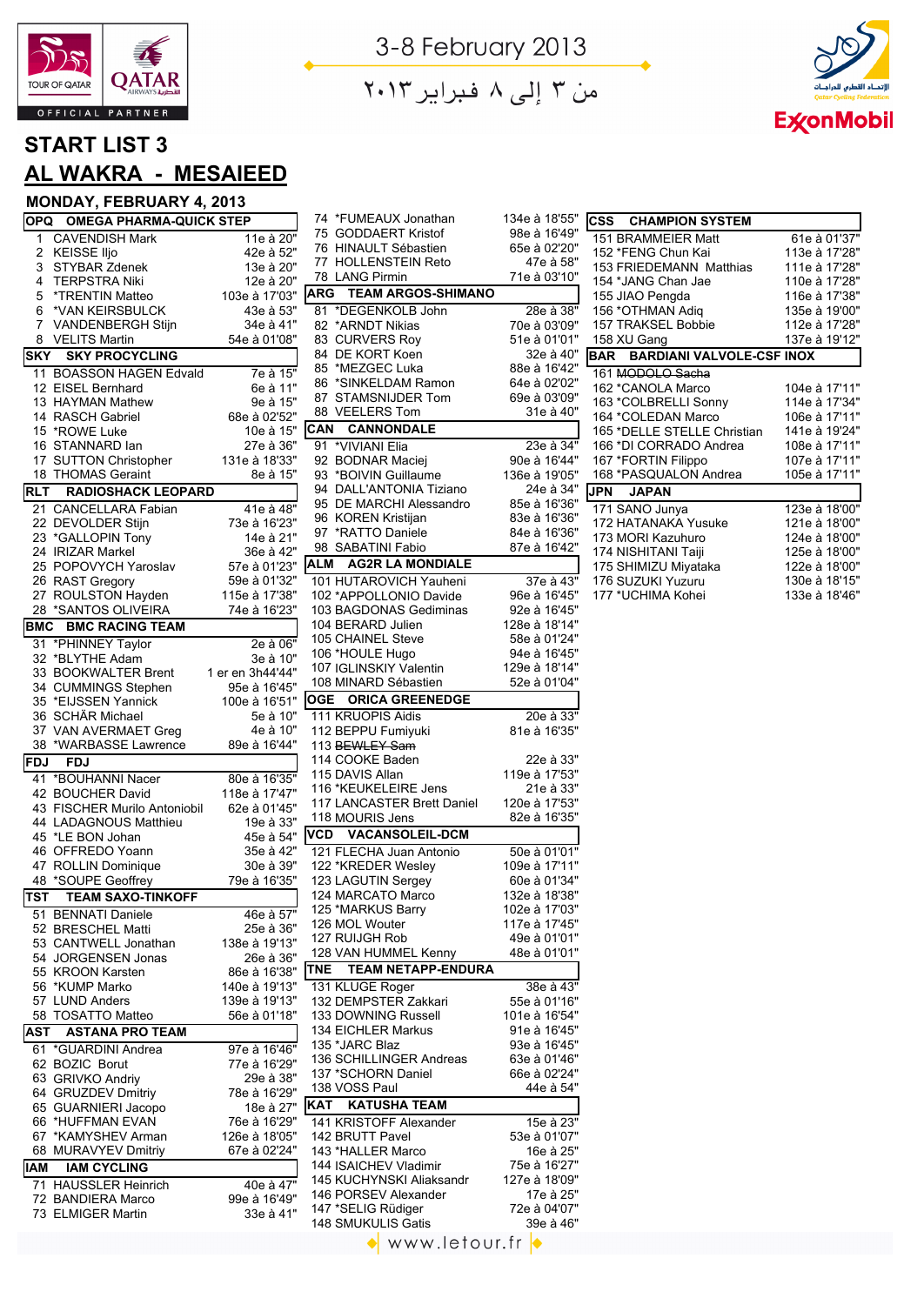3-8 February 2013

من ٣ إلى ٨ فبراير ٢٠١٣

# START LIST 3

## AL WAKRA - MESAIEED

### MONDAY, FEBRUARY 4, 2013

| OPQ | OMEGA PHARMA-QUICK STEP | |
|---|---|---|
| 1 | CAVENDISH Mark | 11e à 20" |
| 2 | KEISSE Iljo | 42e à 52" |
| 3 | STYBAR Zdenek | 13e à 20" |
| 4 | TERPSTRA Niki | 12e à 20" |
| 5 | *TRENTIN Matteo | 103e à 17'03" |
| 6 | *VAN KEIRSBULCK | 43e à 53" |
| 7 | VANDENBERGH Stijn | 34e à 41" |
| 8 | VELITS Martin | 54e à 01'08" |

| SKY | SKY PROCYCLING | |
|---|---|---|
| 11 | BOASSON HAGEN Edvald | 7e à 15" |
| 12 | EISEL Bernhard | 6e à 11" |
| 13 | HAYMAN Mathew | 9e à 15" |
| 14 | RASCH Gabriel | 68e à 02'52" |
| 15 | *ROWE Luke | 10e à 15" |
| 16 | STANNARD Ian | 27e à 36" |
| 17 | SUTTON Christopher | 131e à 18'33" |
| 18 | THOMAS Geraint | 8e à 15" |

| RLT | RADIOSHACK LEOPARD | |
|---|---|---|
| 21 | CANCELLARA Fabian | 41e à 48" |
| 22 | DEVOLDER Stijn | 73e à 16'23" |
| 23 | *GALLOPIN Tony | 14e à 21" |
| 24 | IRIZAR Markel | 36e à 42" |
| 25 | POPOVYCH Yaroslav | 57e à 01'23" |
| 26 | RAST Gregory | 59e à 01'32" |
| 27 | ROULSTON Hayden | 115e à 17'38" |
| 28 | *SANTOS OLIVEIRA | 74e à 16'23" |

| BMC | BMC RACING TEAM | |
|---|---|---|
| 31 | *PHINNEY Taylor | 2e à 06" |
| 32 | *BLYTHE Adam | 3e à 10" |
| 33 | BOOKWALTER Brent | 1 er en 3h44'44" |
| 34 | CUMMINGS Stephen | 95e à 16'45" |
| 35 | *EIJSSEN Yannick | 100e à 16'51" |
| 36 | SCHÄR Michael | 5e à 10" |
| 37 | VAN AVERMAET Greg | 4e à 10" |
| 38 | *WARBASSE Lawrence | 89e à 16'44" |

| FDJ | FDJ | |
|---|---|---|
| 41 | *BOUHANNI Nacer | 80e à 16'35" |
| 42 | BOUCHER David | 118e à 17'47" |
| 43 | FISCHER Murilo Antoniobil | 62e à 01'45" |
| 44 | LADAGNOUS Matthieu | 19e à 33" |
| 45 | *LE BON Johan | 45e à 54" |
| 46 | OFFREDO Yoann | 35e à 42" |
| 47 | ROLLIN Dominique | 30e à 39" |
| 48 | *SOUPE Geoffrey | 79e à 16'35" |

| TST | TEAM SAXO-TINKOFF | |
|---|---|---|
| 51 | BENNATI Daniele | 46e à 57" |
| 52 | BRESCHEL Matti | 25e à 36" |
| 53 | CANTWELL Jonathan | 138e à 19'13" |
| 54 | JORGENSEN Jonas | 26e à 36" |
| 55 | KROON Karsten | 86e à 16'38" |
| 56 | *KUMP Marko | 140e à 19'13" |
| 57 | LUND Anders | 139e à 19'13" |
| 58 | TOSATTO Matteo | 56e à 01'18" |

| AST | ASTANA PRO TEAM | |
|---|---|---|
| 61 | *GUARDINI Andrea | 97e à 16'46" |
| 62 | BOZIC Borut | 77e à 16'29" |
| 63 | GRIVKO Andriy | 29e à 38" |
| 64 | GRUZDEV Dmitriy | 78e à 16'29" |
| 65 | GUARNIERI Jacopo | 18e à 27" |
| 66 | *HUFFMAN EVAN | 76e à 16'29" |
| 67 | *KAMYSHEV Arman | 126e à 18'05" |
| 68 | MURAVYEV Dmitriy | 67e à 02'24" |

| IAM | IAM CYCLING | |
|---|---|---|
| 71 | HAUSSLER Heinrich | 40e à 47" |
| 72 | BANDIERA Marco | 99e à 16'49" |
| 73 | ELMIGER Martin | 33e à 41" |
| 74 | *FUMEAUX Jonathan | 134e à 18'55" |
| 75 | GODDAERT Kristof | 98e à 16'49" |
| 76 | HINAULT Sébastien | 65e à 02'20" |
| 77 | HOLLENSTEIN Reto | 47e à 58" |
| 78 | LANG Pirmin | 71e à 03'10" |

| ARG | TEAM ARGOS-SHIMANO | |
|---|---|---|
| 81 | *DEGENKOLB John | 28e à 38" |
| 82 | *ARNDT Nikias | 70e à 03'09" |
| 83 | CURVERS Roy | 51e à 01'01" |
| 84 | DE KORT Koen | 32e à 40" |
| 85 | *MEZGEC Luka | 88e à 16'42" |
| 86 | *SINKELDAM Ramon | 64e à 02'02" |
| 87 | STAMSNIJDER Tom | 69e à 03'09" |
| 88 | VEELERS Tom | 31e à 40" |

| CAN | CANNONDALE | |
|---|---|---|
| 91 | *VIVIANI Elia | 23e à 34" |
| 92 | BODNAR Maciej | 90e à 16'44" |
| 93 | *BOIVIN Guillaume | 136e à 19'05" |
| 94 | DALL'ANTONIA Tiziano | 24e à 34" |
| 95 | DE MARCHI Alessandro | 85e à 16'36" |
| 96 | KOREN Kristijan | 83e à 16'36" |
| 97 | *RATTO Daniele | 84e à 16'36" |
| 98 | SABATINI Fabio | 87e à 16'42" |

| ALM | AG2R LA MONDIALE | |
|---|---|---|
| 101 | HUTAROVICH Yauheni | 37e à 43" |
| 102 | *APPOLLONIO Davide | 96e à 16'45" |
| 103 | BAGDONAS Gediminas | 92e à 16'45" |
| 104 | BERARD Julien | 128e à 18'14" |
| 105 | CHAINEL Steve | 58e à 01'24" |
| 106 | *HOULE Hugo | 94e à 16'45" |
| 107 | IGLINSKIY Valentin | 129e à 18'14" |
| 108 | MINARD Sébastien | 52e à 01'04" |

| OGE | ORICA GREENEDGE | |
|---|---|---|
| 111 | KRUOPIS Aidis | 20e à 33" |
| 112 | BEPPU Fumiyuki | 81e à 16'35" |
| 113 | ~~BEWLEY Sam~~ | |
| 114 | COOKE Baden | 22e à 33" |
| 115 | DAVIS Allan | 119e à 17'53" |
| 116 | *KEUKELEIRE Jens | 21e à 33" |
| 117 | LANCASTER Brett Daniel | 120e à 17'53" |
| 118 | MOURIS Jens | 82e à 16'35" |

| VCD | VACANSOLEIL-DCM | |
|---|---|---|
| 121 | FLECHA Juan Antonio | 50e à 01'01" |
| 122 | *KREDER Wesley | 109e à 17'11" |
| 123 | LAGUTIN Sergey | 60e à 01'34" |
| 124 | MARCATO Marco | 132e à 18'38" |
| 125 | *MARKUS Barry | 102e à 17'03" |
| 126 | MOL Wouter | 117e à 17'45" |
| 127 | RUIJGH Rob | 49e à 01'01" |
| 128 | VAN HUMMEL Kenny | 48e à 01'01" |

| TNE | TEAM NETAPP-ENDURA | |
|---|---|---|
| 131 | KLUGE Roger | 38e à 43" |
| 132 | DEMPSTER Zakkari | 55e à 01'16" |
| 133 | DOWNING Russell | 101e à 16'54" |
| 134 | EICHLER Markus | 91e à 16'45" |
| 135 | *JARC Blaz | 93e à 16'45" |
| 136 | SCHILLINGER Andreas | 63e à 01'46" |
| 137 | *SCHORN Daniel | 66e à 02'24" |
| 138 | VOSS Paul | 44e à 54" |

| KAT | KATUSHA TEAM | |
|---|---|---|
| 141 | KRISTOFF Alexander | 15e à 23" |
| 142 | BRUTT Pavel | 53e à 01'07" |
| 143 | *HALLER Marco | 16e à 25" |
| 144 | ISAICHEV Vladimir | 75e à 16'27" |
| 145 | KUCHYNSKI Aliaksandr | 127e à 18'09" |
| 146 | PORSEV Alexander | 17e à 25" |
| 147 | *SELIG Rüdiger | 72e à 04'07" |
| 148 | SMUKULIS Gatis | 39e à 46" |

| CSS | CHAMPION SYSTEM | |
|---|---|---|
| 151 | BRAMMEIER Matt | 61e à 01'37" |
| 152 | *FENG Chun Kai | 113e à 17'28" |
| 153 | FRIEDEMANN Matthias | 111e à 17'28" |
| 154 | *JANG Chan Jae | 110e à 17'28" |
| 155 | JIAO Pengda | 116e à 17'38" |
| 156 | *OTHMAN Adiq | 135e à 19'00" |
| 157 | TRAKSEL Bobbie | 112e à 17'28" |
| 158 | XU Gang | 137e à 19'12" |

| BAR | BARDIANI VALVOLE-CSF INOX | |
|---|---|---|
| 161 | ~~MODOLO Sacha~~ | |
| 162 | *CANOLA Marco | 104e à 17'11" |
| 163 | *COLBRELLI Sonny | 114e à 17'34" |
| 164 | *COLEDAN Marco | 106e à 17'11" |
| 165 | *DELLE STELLE Christian | 141e à 19'24" |
| 166 | *DI CORRADO Andrea | 108e à 17'11" |
| 167 | *FORTIN Filippo | 107e à 17'11" |
| 168 | *PASQUALON Andrea | 105e à 17'11" |

| JPN | JAPAN | |
|---|---|---|
| 171 | SANO Junya | 123e à 18'00" |
| 172 | HATANAKA Yusuke | 121e à 18'00" |
| 173 | MORI Kazuhuro | 124e à 18'00" |
| 174 | NISHITANI Taiji | 125e à 18'00" |
| 175 | SHIMIZU Miyataka | 122e à 18'00" |
| 176 | SUZUKI Yuzuru | 130e à 18'15" |
| 177 | *UCHIMA Kohei | 133e à 18'46" |

www.letour.fr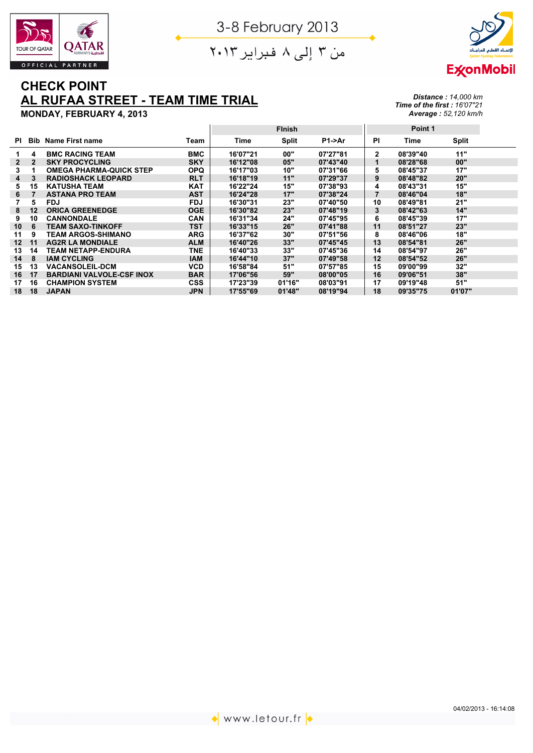3-8 February 2013

من ٣ إلى ٨ فبراير ٢٠١٣

# CHECK POINT
## AL RUFAA STREET - TEAM TIME TRIAL
**MONDAY, FEBRUARY 4, 2013**

*Distance :* 14,000 km
*Time of the first :* 16'07"21
*Average :* 52,120 km/h

| | | | | FInish | | | Point 1 | | |
|---|---|---|---|---|---|---|---|---|---|
| Pl | Bib | Name First name | Team | Time | Split | P1->Ar | Pl | Time | Split |
| 1 | 4 | BMC RACING TEAM | BMC | 16'07"21 | 00" | 07'27"81 | 2 | 08'39"40 | 11" |
| 2 | 2 | SKY PROCYCLING | SKY | 16'12"08 | 05" | 07'43"40 | 1 | 08'28"68 | 00" |
| 3 | 1 | OMEGA PHARMA-QUICK STEP | OPQ | 16'17"03 | 10" | 07'31"66 | 5 | 08'45"37 | 17" |
| 4 | 3 | RADIOSHACK LEOPARD | RLT | 16'18"19 | 11" | 07'29"37 | 9 | 08'48"82 | 20" |
| 5 | 15 | KATUSHA TEAM | KAT | 16'22"24 | 15" | 07'38"93 | 4 | 08'43"31 | 15" |
| 6 | 7 | ASTANA PRO TEAM | AST | 16'24"28 | 17" | 07'38"24 | 7 | 08'46"04 | 18" |
| 7 | 5 | FDJ | FDJ | 16'30"31 | 23" | 07'40"50 | 10 | 08'49"81 | 21" |
| 8 | 12 | ORICA GREENEDGE | OGE | 16'30"82 | 23" | 07'48"19 | 3 | 08'42"63 | 14" |
| 9 | 10 | CANNONDALE | CAN | 16'31"34 | 24" | 07'45"95 | 6 | 08'45"39 | 17" |
| 10 | 6 | TEAM SAXO-TINKOFF | TST | 16'33"15 | 26" | 07'41"88 | 11 | 08'51"27 | 23" |
| 11 | 9 | TEAM ARGOS-SHIMANO | ARG | 16'37"62 | 30" | 07'51"56 | 8 | 08'46"06 | 18" |
| 12 | 11 | AG2R LA MONDIALE | ALM | 16'40"26 | 33" | 07'45"45 | 13 | 08'54"81 | 26" |
| 13 | 14 | TEAM NETAPP-ENDURA | TNE | 16'40"33 | 33" | 07'45"36 | 14 | 08'54"97 | 26" |
| 14 | 8 | IAM CYCLING | IAM | 16'44"10 | 37" | 07'49"58 | 12 | 08'54"52 | 26" |
| 15 | 13 | VACANSOLEIL-DCM | VCD | 16'58"84 | 51" | 07'57"85 | 15 | 09'00"99 | 32" |
| 16 | 17 | BARDIANI VALVOLE-CSF INOX | BAR | 17'06"56 | 59" | 08'00"05 | 16 | 09'06"51 | 38" |
| 17 | 16 | CHAMPION SYSTEM | CSS | 17'23"39 | 01'16" | 08'03"91 | 17 | 09'19"48 | 51" |
| 18 | 18 | JAPAN | JPN | 17'55"69 | 01'48" | 08'19"94 | 18 | 09'35"75 | 01'07" |

04/02/2013 - 16:14:08

www.letour.fr